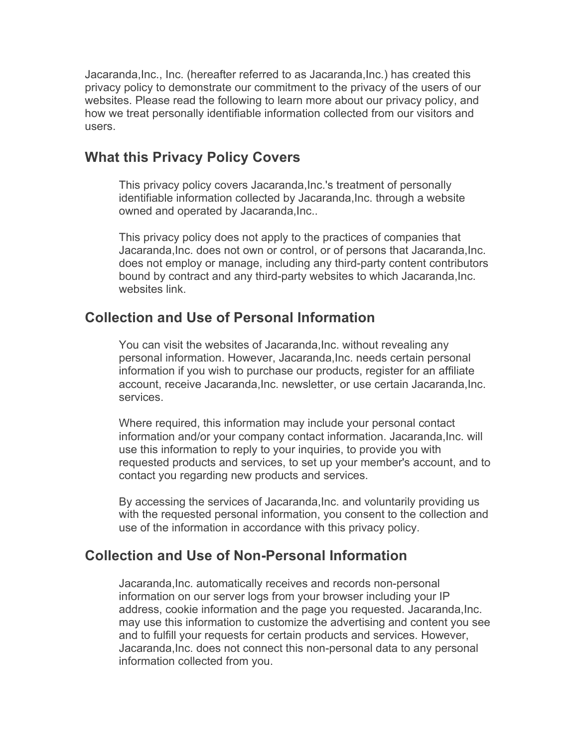Jacaranda,Inc., Inc. (hereafter referred to as Jacaranda,Inc.) has created this privacy policy to demonstrate our commitment to the privacy of the users of our websites. Please read the following to learn more about our privacy policy, and how we treat personally identifiable information collected from our visitors and users.

## What this Privacy Policy Covers

This privacy policy covers Jacaranda,Inc.'s treatment of personally identifiable information collected by Jacaranda,Inc. through a website owned and operated by Jacaranda,Inc..

This privacy policy does not apply to the practices of companies that Jacaranda,Inc. does not own or control, or of persons that Jacaranda,Inc. does not employ or manage, including any third-party content contributors bound by contract and any third-party websites to which Jacaranda,Inc. websites link.

## Collection and Use of Personal Information

You can visit the websites of Jacaranda,Inc. without revealing any personal information. However, Jacaranda,Inc. needs certain personal information if you wish to purchase our products, register for an affiliate account, receive Jacaranda,Inc. newsletter, or use certain Jacaranda,Inc. services.

Where required, this information may include your personal contact information and/or your company contact information. Jacaranda,Inc. will use this information to reply to your inquiries, to provide you with requested products and services, to set up your member's account, and to contact you regarding new products and services.

By accessing the services of Jacaranda,Inc. and voluntarily providing us with the requested personal information, you consent to the collection and use of the information in accordance with this privacy policy.

## Collection and Use of Non-Personal Information

Jacaranda,Inc. automatically receives and records non-personal information on our server logs from your browser including your IP address, cookie information and the page you requested. Jacaranda,Inc. may use this information to customize the advertising and content you see and to fulfill your requests for certain products and services. However, Jacaranda,Inc. does not connect this non-personal data to any personal information collected from you.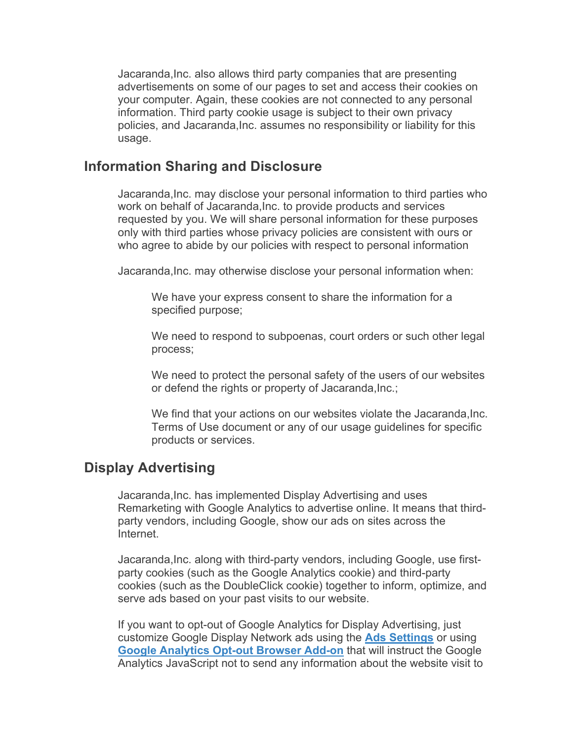Jacaranda,Inc. also allows third party companies that are presenting advertisements on some of our pages to set and access their cookies on your computer. Again, these cookies are not connected to any personal information. Third party cookie usage is subject to their own privacy policies, and Jacaranda,Inc. assumes no responsibility or liability for this usage.

## Information Sharing and Disclosure

Jacaranda,Inc. may disclose your personal information to third parties who work on behalf of Jacaranda,Inc. to provide products and services requested by you. We will share personal information for these purposes only with third parties whose privacy policies are consistent with ours or who agree to abide by our policies with respect to personal information

Jacaranda,Inc. may otherwise disclose your personal information when:

> We have your express consent to share the information for a specified purpose;
>
> We need to respond to subpoenas, court orders or such other legal process;
>
> We need to protect the personal safety of the users of our websites or defend the rights or property of Jacaranda,Inc.;
>
> We find that your actions on our websites violate the Jacaranda,Inc. Terms of Use document or any of our usage guidelines for specific products or services.

## Display Advertising

Jacaranda,Inc. has implemented Display Advertising and uses Remarketing with Google Analytics to advertise online. It means that third-party vendors, including Google, show our ads on sites across the Internet.

Jacaranda,Inc. along with third-party vendors, including Google, use first-party cookies (such as the Google Analytics cookie) and third-party cookies (such as the DoubleClick cookie) together to inform, optimize, and serve ads based on your past visits to our website.

If you want to opt-out of Google Analytics for Display Advertising, just customize Google Display Network ads using the **Ads Settings** or using **Google Analytics Opt-out Browser Add-on** that will instruct the Google Analytics JavaScript not to send any information about the website visit to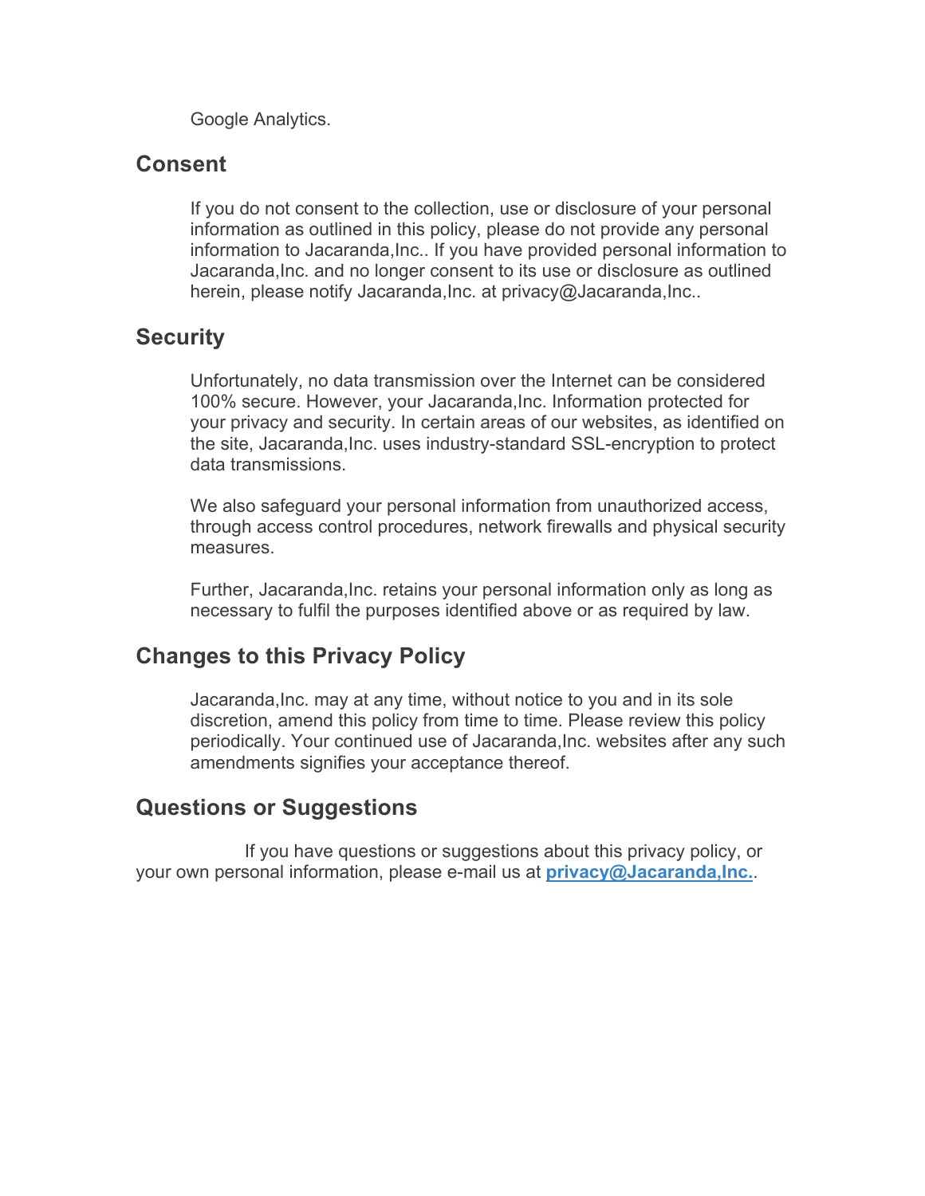Google Analytics.

## Consent

If you do not consent to the collection, use or disclosure of your personal information as outlined in this policy, please do not provide any personal information to Jacaranda,Inc.. If you have provided personal information to Jacaranda,Inc. and no longer consent to its use or disclosure as outlined herein, please notify Jacaranda,Inc. at privacy@Jacaranda,Inc..

## Security

Unfortunately, no data transmission over the Internet can be considered 100% secure. However, your Jacaranda,Inc. Information protected for your privacy and security. In certain areas of our websites, as identified on the site, Jacaranda,Inc. uses industry-standard SSL-encryption to protect data transmissions.

We also safeguard your personal information from unauthorized access, through access control procedures, network firewalls and physical security measures.

Further, Jacaranda,Inc. retains your personal information only as long as necessary to fulfil the purposes identified above or as required by law.

## Changes to this Privacy Policy

Jacaranda,Inc. may at any time, without notice to you and in its sole discretion, amend this policy from time to time. Please review this policy periodically. Your continued use of Jacaranda,Inc. websites after any such amendments signifies your acceptance thereof.

## Questions or Suggestions

If you have questions or suggestions about this privacy policy, or your own personal information, please e-mail us at **privacy@Jacaranda,Inc.**.